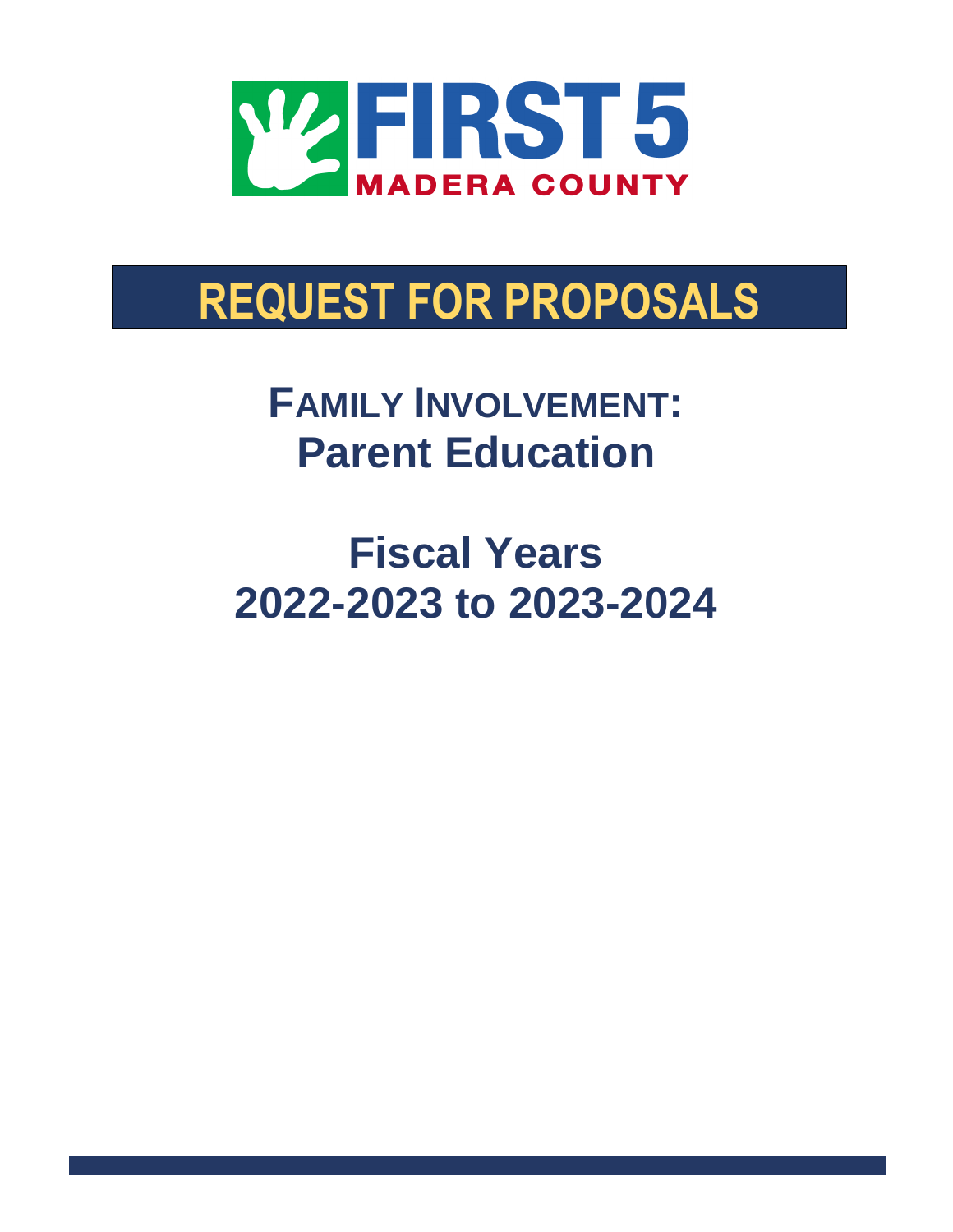FIRST 5
MADERA COUNTY

# REQUEST FOR PROPOSALS

## FAMILY INVOLVEMENT: Parent Education

## Fiscal Years 2022-2023 to 2023-2024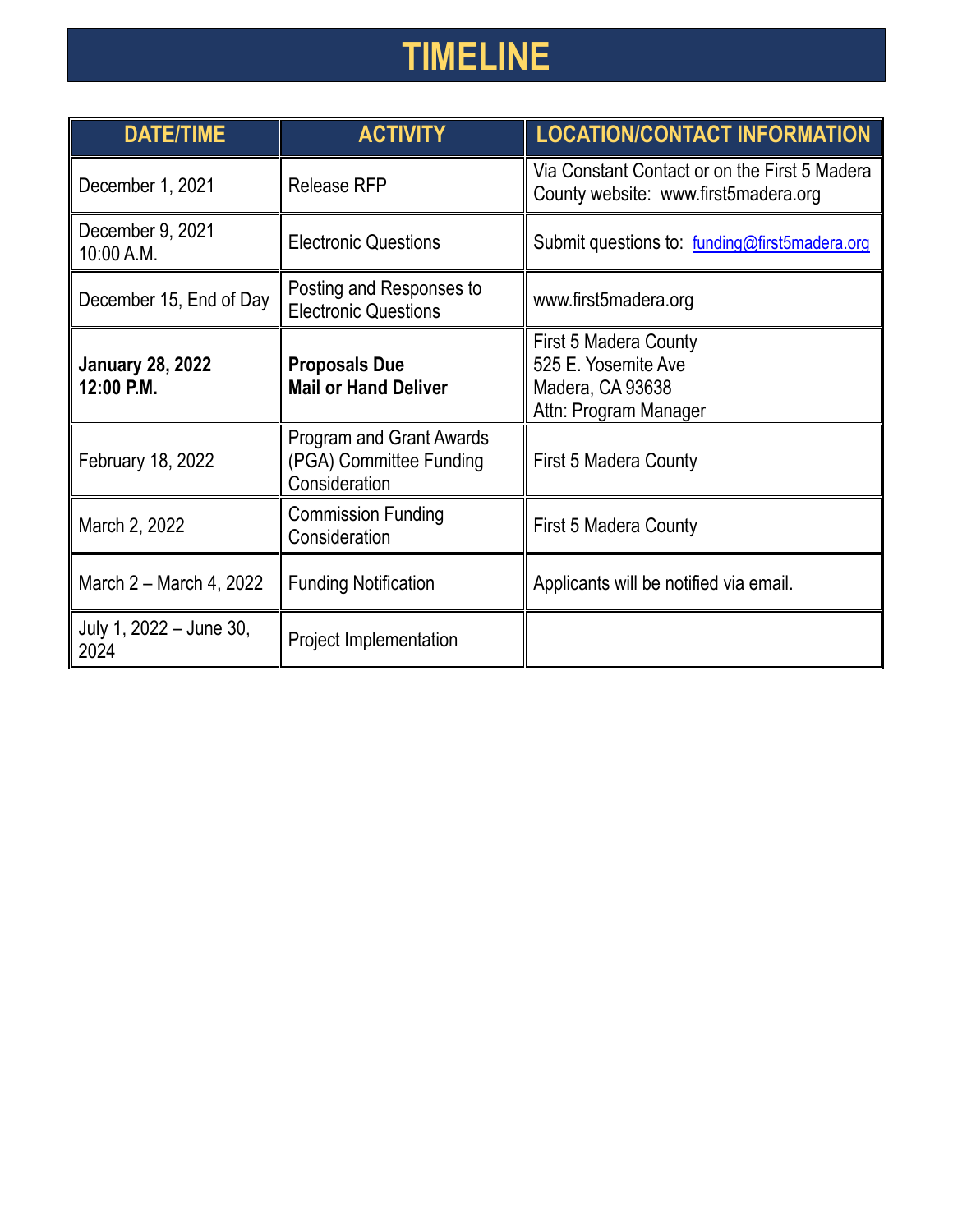# TIMELINE

| DATE/TIME | ACTIVITY | LOCATION/CONTACT INFORMATION |
| --- | --- | --- |
| December 1, 2021 | Release RFP | Via Constant Contact or on the First 5 Madera County website: www.first5madera.org |
| December 9, 2021 10:00 A.M. | Electronic Questions | Submit questions to: funding@first5madera.org |
| December 15, End of Day | Posting and Responses to Electronic Questions | www.first5madera.org |
| **January 28, 2022 12:00 P.M.** | **Proposals Due Mail or Hand Deliver** | First 5 Madera County<br>525 E. Yosemite Ave<br>Madera, CA 93638<br>Attn: Program Manager |
| February 18, 2022 | Program and Grant Awards (PGA) Committee Funding Consideration | First 5 Madera County |
| March 2, 2022 | Commission Funding Consideration | First 5 Madera County |
| March 2 – March 4, 2022 | Funding Notification | Applicants will be notified via email. |
| July 1, 2022 – June 30, 2024 | Project Implementation | |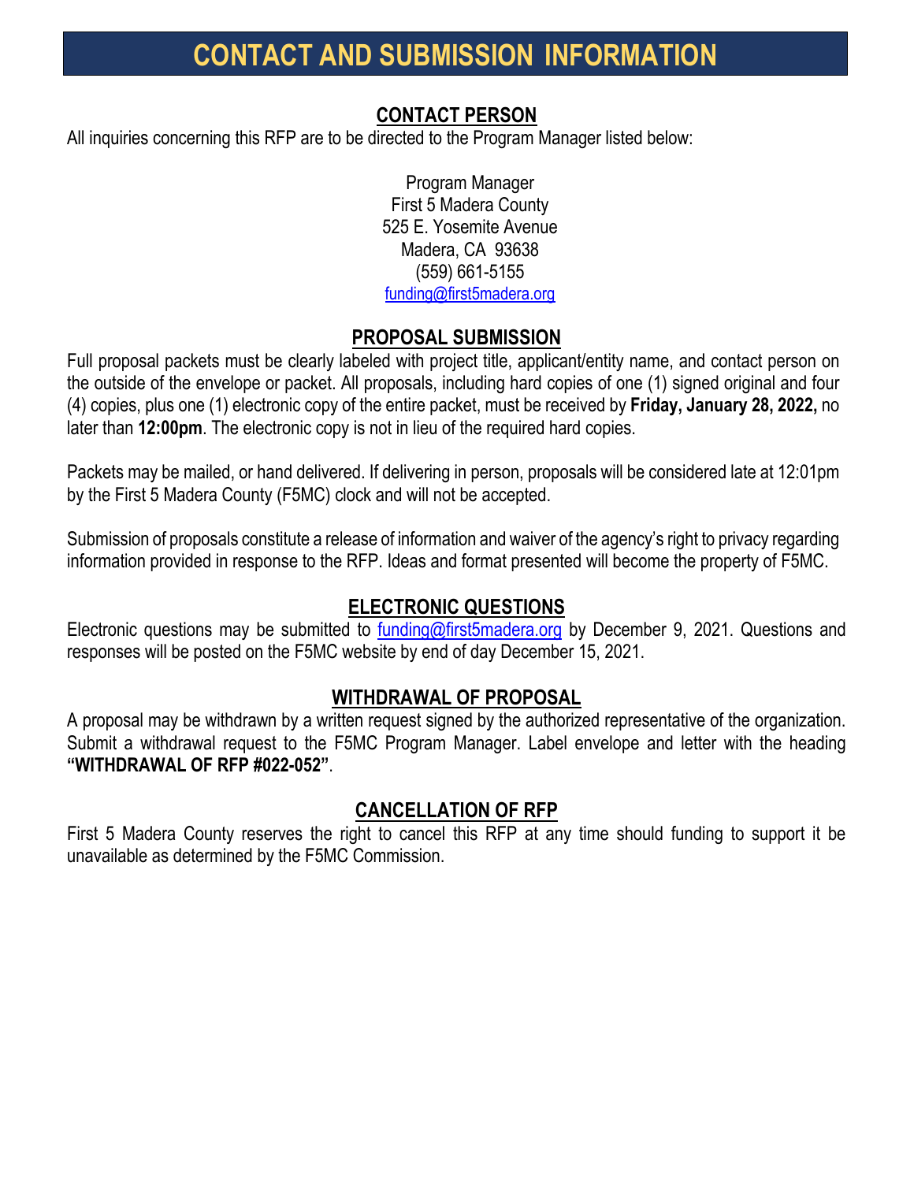# CONTACT AND SUBMISSION INFORMATION

## CONTACT PERSON

All inquiries concerning this RFP are to be directed to the Program Manager listed below:

Program Manager
First 5 Madera County
525 E. Yosemite Avenue
Madera, CA 93638
(559) 661-5155
funding@first5madera.org

## PROPOSAL SUBMISSION

Full proposal packets must be clearly labeled with project title, applicant/entity name, and contact person on the outside of the envelope or packet. All proposals, including hard copies of one (1) signed original and four (4) copies, plus one (1) electronic copy of the entire packet, must be received by **Friday, January 28, 2022,** no later than **12:00pm**. The electronic copy is not in lieu of the required hard copies.

Packets may be mailed, or hand delivered. If delivering in person, proposals will be considered late at 12:01pm by the First 5 Madera County (F5MC) clock and will not be accepted.

Submission of proposals constitute a release of information and waiver of the agency's right to privacy regarding information provided in response to the RFP. Ideas and format presented will become the property of F5MC.

## ELECTRONIC QUESTIONS

Electronic questions may be submitted to funding@first5madera.org by December 9, 2021. Questions and responses will be posted on the F5MC website by end of day December 15, 2021.

## WITHDRAWAL OF PROPOSAL

A proposal may be withdrawn by a written request signed by the authorized representative of the organization. Submit a withdrawal request to the F5MC Program Manager. Label envelope and letter with the heading **"WITHDRAWAL OF RFP #022-052"**.

## CANCELLATION OF RFP

First 5 Madera County reserves the right to cancel this RFP at any time should funding to support it be unavailable as determined by the F5MC Commission.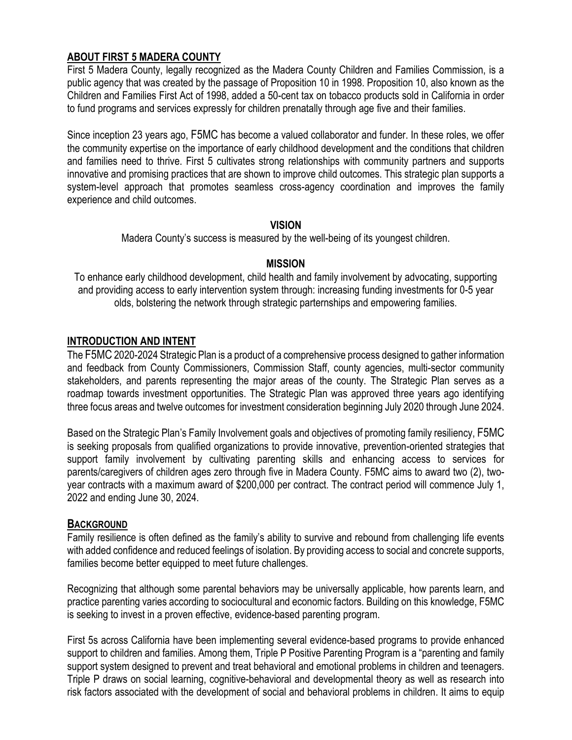## ABOUT FIRST 5 MADERA COUNTY

First 5 Madera County, legally recognized as the Madera County Children and Families Commission, is a public agency that was created by the passage of Proposition 10 in 1998. Proposition 10, also known as the Children and Families First Act of 1998, added a 50-cent tax on tobacco products sold in California in order to fund programs and services expressly for children prenatally through age five and their families.

Since inception 23 years ago, F5MC has become a valued collaborator and funder. In these roles, we offer the community expertise on the importance of early childhood development and the conditions that children and families need to thrive. First 5 cultivates strong relationships with community partners and supports innovative and promising practices that are shown to improve child outcomes. This strategic plan supports a system-level approach that promotes seamless cross-agency coordination and improves the family experience and child outcomes.

**VISION**

Madera County's success is measured by the well-being of its youngest children.

**MISSION**

To enhance early childhood development, child health and family involvement by advocating, supporting and providing access to early intervention system through: increasing funding investments for 0-5 year olds, bolstering the network through strategic parternships and empowering families.

## INTRODUCTION AND INTENT

The F5MC 2020-2024 Strategic Plan is a product of a comprehensive process designed to gather information and feedback from County Commissioners, Commission Staff, county agencies, multi-sector community stakeholders, and parents representing the major areas of the county. The Strategic Plan serves as a roadmap towards investment opportunities. The Strategic Plan was approved three years ago identifying three focus areas and twelve outcomes for investment consideration beginning July 2020 through June 2024.

Based on the Strategic Plan's Family Involvement goals and objectives of promoting family resiliency, F5MC is seeking proposals from qualified organizations to provide innovative, prevention-oriented strategies that support family involvement by cultivating parenting skills and enhancing access to services for parents/caregivers of children ages zero through five in Madera County. F5MC aims to award two (2), two-year contracts with a maximum award of $200,000 per contract. The contract period will commence July 1, 2022 and ending June 30, 2024.

## BACKGROUND

Family resilience is often defined as the family's ability to survive and rebound from challenging life events with added confidence and reduced feelings of isolation. By providing access to social and concrete supports, families become better equipped to meet future challenges.

Recognizing that although some parental behaviors may be universally applicable, how parents learn, and practice parenting varies according to sociocultural and economic factors. Building on this knowledge, F5MC is seeking to invest in a proven effective, evidence-based parenting program.

First 5s across California have been implementing several evidence-based programs to provide enhanced support to children and families. Among them, Triple P Positive Parenting Program is a "parenting and family support system designed to prevent and treat behavioral and emotional problems in children and teenagers. Triple P draws on social learning, cognitive-behavioral and developmental theory as well as research into risk factors associated with the development of social and behavioral problems in children. It aims to equip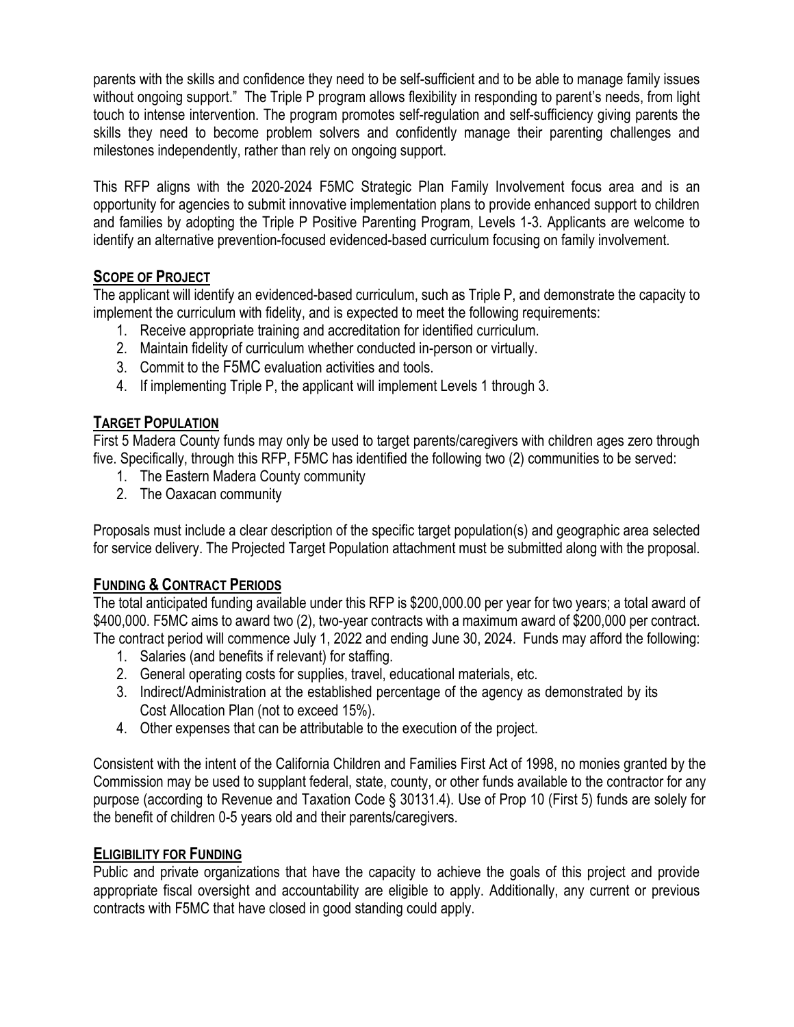parents with the skills and confidence they need to be self-sufficient and to be able to manage family issues without ongoing support." The Triple P program allows flexibility in responding to parent's needs, from light touch to intense intervention. The program promotes self-regulation and self-sufficiency giving parents the skills they need to become problem solvers and confidently manage their parenting challenges and milestones independently, rather than rely on ongoing support.

This RFP aligns with the 2020-2024 F5MC Strategic Plan Family Involvement focus area and is an opportunity for agencies to submit innovative implementation plans to provide enhanced support to children and families by adopting the Triple P Positive Parenting Program, Levels 1-3. Applicants are welcome to identify an alternative prevention-focused evidenced-based curriculum focusing on family involvement.

## SCOPE OF PROJECT

The applicant will identify an evidenced-based curriculum, such as Triple P, and demonstrate the capacity to implement the curriculum with fidelity, and is expected to meet the following requirements:

1. Receive appropriate training and accreditation for identified curriculum.
2. Maintain fidelity of curriculum whether conducted in-person or virtually.
3. Commit to the F5MC evaluation activities and tools.
4. If implementing Triple P, the applicant will implement Levels 1 through 3.

## TARGET POPULATION

First 5 Madera County funds may only be used to target parents/caregivers with children ages zero through five. Specifically, through this RFP, F5MC has identified the following two (2) communities to be served:

1. The Eastern Madera County community
2. The Oaxacan community

Proposals must include a clear description of the specific target population(s) and geographic area selected for service delivery. The Projected Target Population attachment must be submitted along with the proposal.

## FUNDING & CONTRACT PERIODS

The total anticipated funding available under this RFP is $200,000.00 per year for two years; a total award of $400,000. F5MC aims to award two (2), two-year contracts with a maximum award of $200,000 per contract. The contract period will commence July 1, 2022 and ending June 30, 2024. Funds may afford the following:

1. Salaries (and benefits if relevant) for staffing.
2. General operating costs for supplies, travel, educational materials, etc.
3. Indirect/Administration at the established percentage of the agency as demonstrated by its Cost Allocation Plan (not to exceed 15%).
4. Other expenses that can be attributable to the execution of the project.

Consistent with the intent of the California Children and Families First Act of 1998, no monies granted by the Commission may be used to supplant federal, state, county, or other funds available to the contractor for any purpose (according to Revenue and Taxation Code § 30131.4). Use of Prop 10 (First 5) funds are solely for the benefit of children 0-5 years old and their parents/caregivers.

## ELIGIBILITY FOR FUNDING

Public and private organizations that have the capacity to achieve the goals of this project and provide appropriate fiscal oversight and accountability are eligible to apply. Additionally, any current or previous contracts with F5MC that have closed in good standing could apply.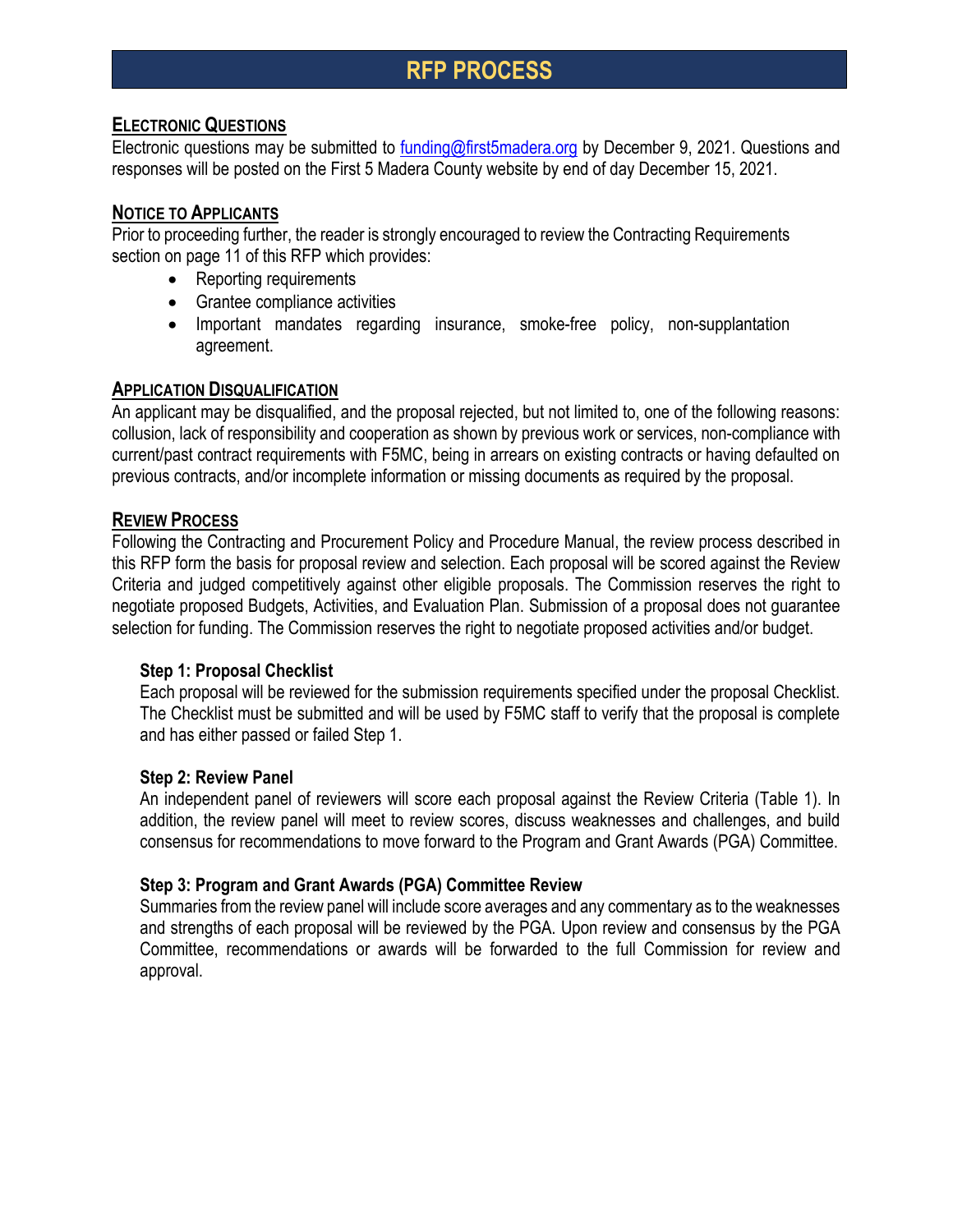# RFP PROCESS

## Electronic Questions

Electronic questions may be submitted to [funding@first5madera.org](mailto:funding@first5madera.org) by December 9, 2021. Questions and responses will be posted on the First 5 Madera County website by end of day December 15, 2021.

## Notice to Applicants

Prior to proceeding further, the reader is strongly encouraged to review the Contracting Requirements section on page 11 of this RFP which provides:

- Reporting requirements
- Grantee compliance activities
- Important mandates regarding insurance, smoke-free policy, non-supplantation agreement.

## Application Disqualification

An applicant may be disqualified, and the proposal rejected, but not limited to, one of the following reasons: collusion, lack of responsibility and cooperation as shown by previous work or services, non-compliance with current/past contract requirements with F5MC, being in arrears on existing contracts or having defaulted on previous contracts, and/or incomplete information or missing documents as required by the proposal.

## Review Process

Following the Contracting and Procurement Policy and Procedure Manual, the review process described in this RFP form the basis for proposal review and selection. Each proposal will be scored against the Review Criteria and judged competitively against other eligible proposals. The Commission reserves the right to negotiate proposed Budgets, Activities, and Evaluation Plan. Submission of a proposal does not guarantee selection for funding. The Commission reserves the right to negotiate proposed activities and/or budget.

### Step 1: Proposal Checklist

Each proposal will be reviewed for the submission requirements specified under the proposal Checklist. The Checklist must be submitted and will be used by F5MC staff to verify that the proposal is complete and has either passed or failed Step 1.

### Step 2: Review Panel

An independent panel of reviewers will score each proposal against the Review Criteria (Table 1). In addition, the review panel will meet to review scores, discuss weaknesses and challenges, and build consensus for recommendations to move forward to the Program and Grant Awards (PGA) Committee.

### Step 3: Program and Grant Awards (PGA) Committee Review

Summaries from the review panel will include score averages and any commentary as to the weaknesses and strengths of each proposal will be reviewed by the PGA. Upon review and consensus by the PGA Committee, recommendations or awards will be forwarded to the full Commission for review and approval.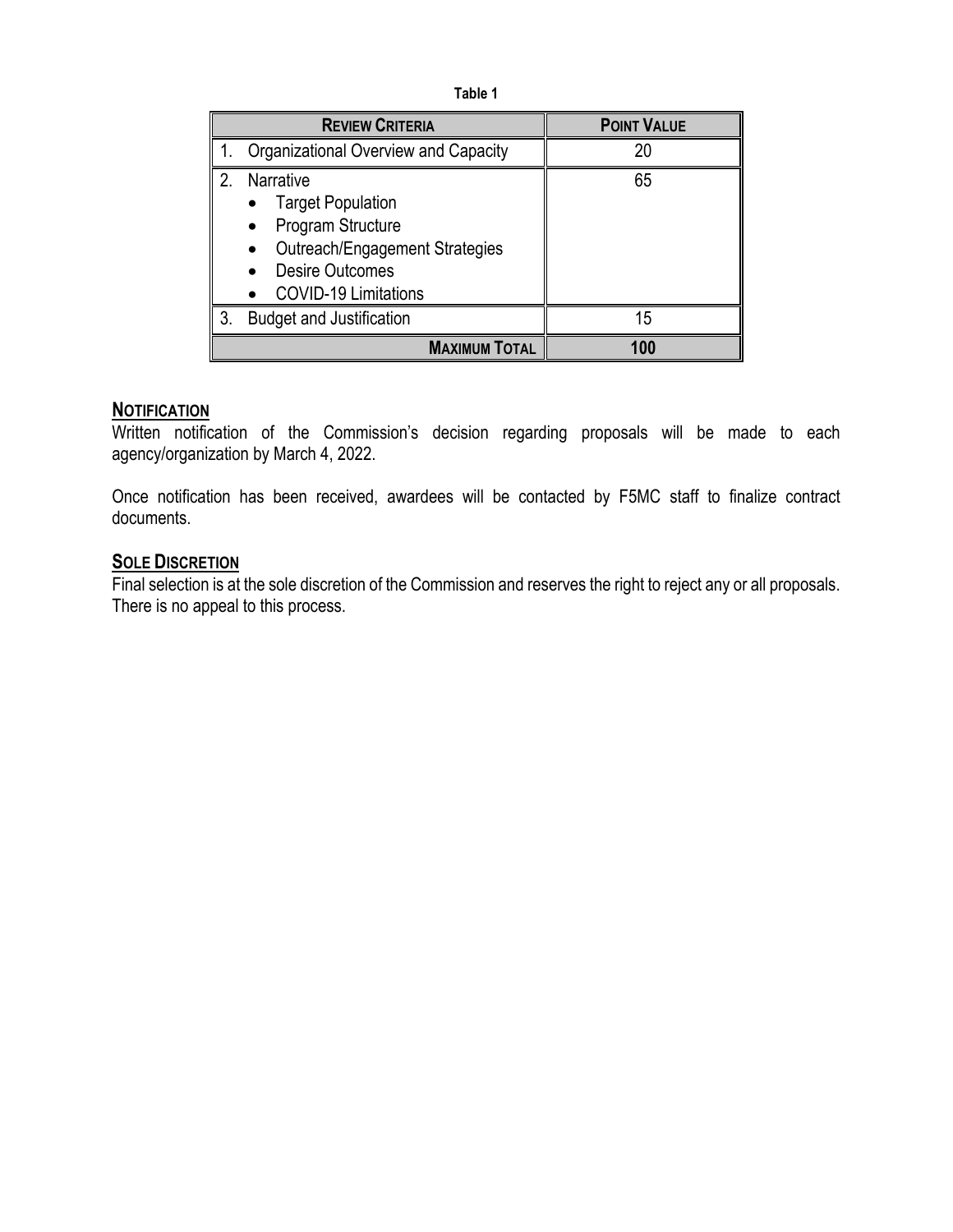**Table 1**

| REVIEW CRITERIA | POINT VALUE |
|---|---|
| 1. Organizational Overview and Capacity | 20 |
| 2. Narrative<br>• Target Population<br>• Program Structure<br>• Outreach/Engagement Strategies<br>• Desire Outcomes<br>• COVID-19 Limitations | 65 |
| 3. Budget and Justification | 15 |
| **MAXIMUM TOTAL** | **100** |

## NOTIFICATION

Written notification of the Commission's decision regarding proposals will be made to each agency/organization by March 4, 2022.

Once notification has been received, awardees will be contacted by F5MC staff to finalize contract documents.

## SOLE DISCRETION

Final selection is at the sole discretion of the Commission and reserves the right to reject any or all proposals. There is no appeal to this process.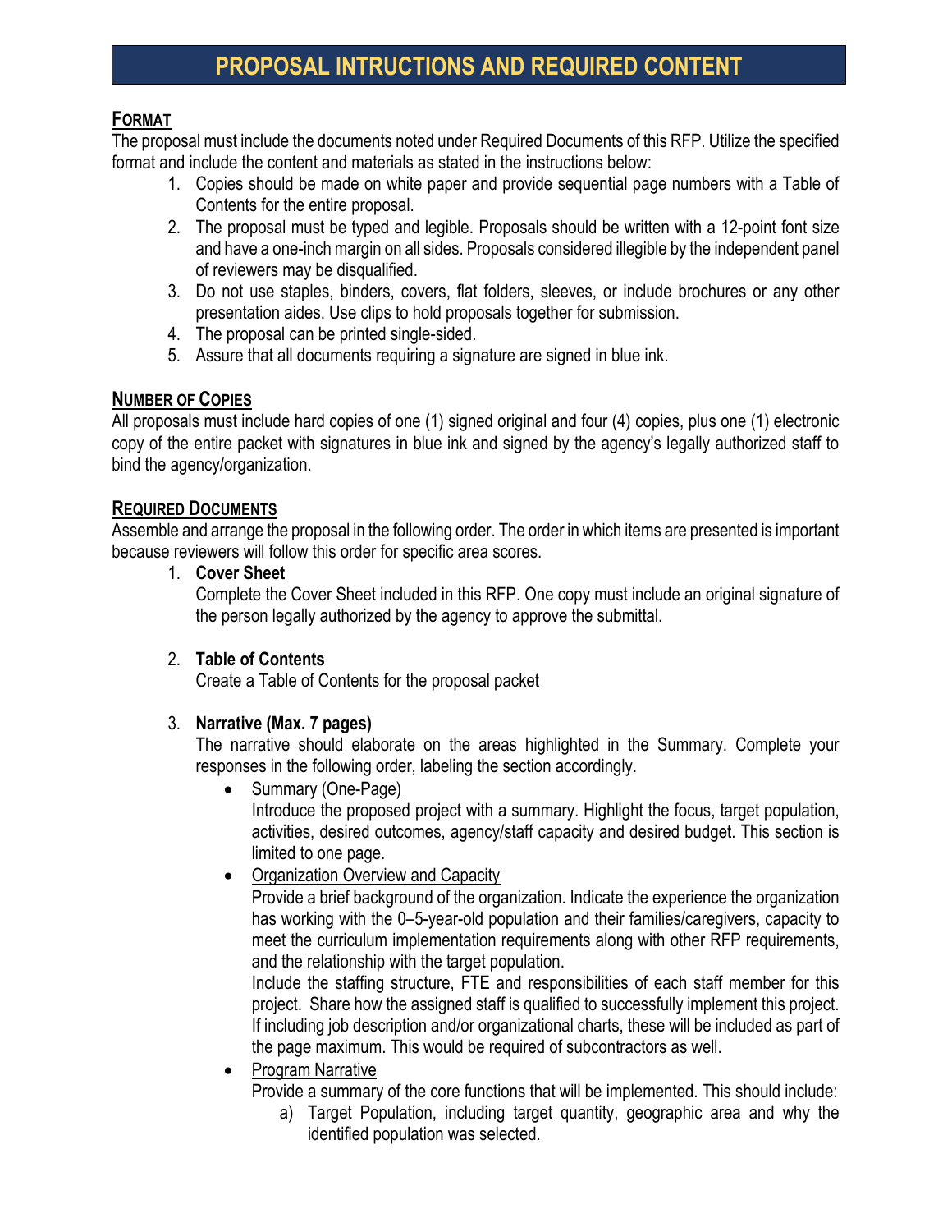# PROPOSAL INTRUCTIONS AND REQUIRED CONTENT

## FORMAT

The proposal must include the documents noted under Required Documents of this RFP. Utilize the specified format and include the content and materials as stated in the instructions below:

1. Copies should be made on white paper and provide sequential page numbers with a Table of Contents for the entire proposal.
2. The proposal must be typed and legible. Proposals should be written with a 12-point font size and have a one-inch margin on all sides. Proposals considered illegible by the independent panel of reviewers may be disqualified.
3. Do not use staples, binders, covers, flat folders, sleeves, or include brochures or any other presentation aides. Use clips to hold proposals together for submission.
4. The proposal can be printed single-sided.
5. Assure that all documents requiring a signature are signed in blue ink.

## NUMBER OF COPIES

All proposals must include hard copies of one (1) signed original and four (4) copies, plus one (1) electronic copy of the entire packet with signatures in blue ink and signed by the agency's legally authorized staff to bind the agency/organization.

## REQUIRED DOCUMENTS

Assemble and arrange the proposal in the following order. The order in which items are presented is important because reviewers will follow this order for specific area scores.

1. **Cover Sheet**
   Complete the Cover Sheet included in this RFP. One copy must include an original signature of the person legally authorized by the agency to approve the submittal.

2. **Table of Contents**
   Create a Table of Contents for the proposal packet

3. **Narrative (Max. 7 pages)**
   The narrative should elaborate on the areas highlighted in the Summary. Complete your responses in the following order, labeling the section accordingly.
   - Summary (One-Page)
     Introduce the proposed project with a summary. Highlight the focus, target population, activities, desired outcomes, agency/staff capacity and desired budget. This section is limited to one page.
   - Organization Overview and Capacity
     Provide a brief background of the organization. Indicate the experience the organization has working with the 0–5-year-old population and their families/caregivers, capacity to meet the curriculum implementation requirements along with other RFP requirements, and the relationship with the target population.
     Include the staffing structure, FTE and responsibilities of each staff member for this project. Share how the assigned staff is qualified to successfully implement this project. If including job description and/or organizational charts, these will be included as part of the page maximum. This would be required of subcontractors as well.
   - Program Narrative
     Provide a summary of the core functions that will be implemented. This should include:
     a) Target Population, including target quantity, geographic area and why the identified population was selected.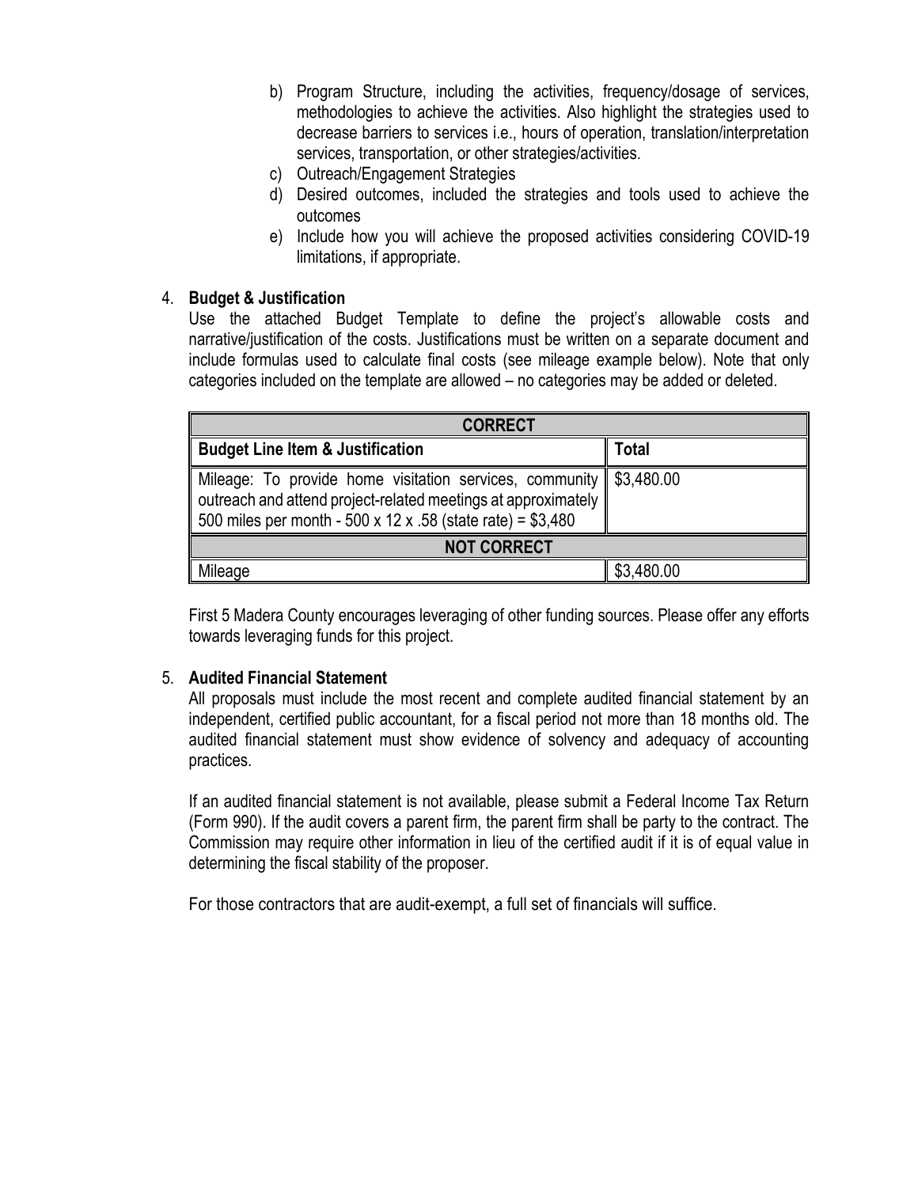b) Program Structure, including the activities, frequency/dosage of services, methodologies to achieve the activities. Also highlight the strategies used to decrease barriers to services i.e., hours of operation, translation/interpretation services, transportation, or other strategies/activities.
c) Outreach/Engagement Strategies
d) Desired outcomes, included the strategies and tools used to achieve the outcomes
e) Include how you will achieve the proposed activities considering COVID-19 limitations, if appropriate.

4. **Budget & Justification**

Use the attached Budget Template to define the project's allowable costs and narrative/justification of the costs. Justifications must be written on a separate document and include formulas used to calculate final costs (see mileage example below). Note that only categories included on the template are allowed – no categories may be added or deleted.

| **CORRECT** | |
|---|---|
| **Budget Line Item & Justification** | **Total** |
| Mileage: To provide home visitation services, community outreach and attend project-related meetings at approximately 500 miles per month - 500 x 12 x .58 (state rate) = $3,480 | $3,480.00 |
| **NOT CORRECT** | |
| Mileage | $3,480.00 |

First 5 Madera County encourages leveraging of other funding sources. Please offer any efforts towards leveraging funds for this project.

5. **Audited Financial Statement**

All proposals must include the most recent and complete audited financial statement by an independent, certified public accountant, for a fiscal period not more than 18 months old. The audited financial statement must show evidence of solvency and adequacy of accounting practices.

If an audited financial statement is not available, please submit a Federal Income Tax Return (Form 990). If the audit covers a parent firm, the parent firm shall be party to the contract. The Commission may require other information in lieu of the certified audit if it is of equal value in determining the fiscal stability of the proposer.

For those contractors that are audit-exempt, a full set of financials will suffice.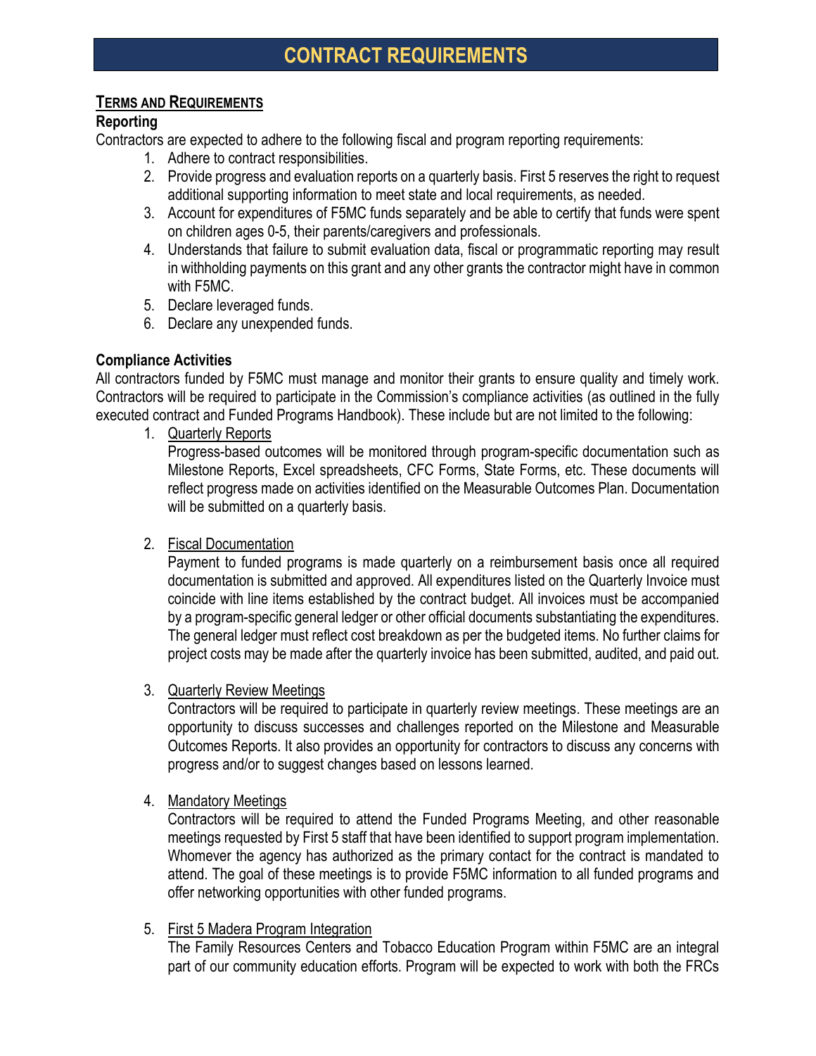# CONTRACT REQUIREMENTS

## TERMS AND REQUIREMENTS

### Reporting

Contractors are expected to adhere to the following fiscal and program reporting requirements:

1. Adhere to contract responsibilities.
2. Provide progress and evaluation reports on a quarterly basis. First 5 reserves the right to request additional supporting information to meet state and local requirements, as needed.
3. Account for expenditures of F5MC funds separately and be able to certify that funds were spent on children ages 0-5, their parents/caregivers and professionals.
4. Understands that failure to submit evaluation data, fiscal or programmatic reporting may result in withholding payments on this grant and any other grants the contractor might have in common with F5MC.
5. Declare leveraged funds.
6. Declare any unexpended funds.

### Compliance Activities

All contractors funded by F5MC must manage and monitor their grants to ensure quality and timely work. Contractors will be required to participate in the Commission's compliance activities (as outlined in the fully executed contract and Funded Programs Handbook). These include but are not limited to the following:

1. Quarterly Reports

   Progress-based outcomes will be monitored through program-specific documentation such as Milestone Reports, Excel spreadsheets, CFC Forms, State Forms, etc. These documents will reflect progress made on activities identified on the Measurable Outcomes Plan. Documentation will be submitted on a quarterly basis.

2. Fiscal Documentation

   Payment to funded programs is made quarterly on a reimbursement basis once all required documentation is submitted and approved. All expenditures listed on the Quarterly Invoice must coincide with line items established by the contract budget. All invoices must be accompanied by a program-specific general ledger or other official documents substantiating the expenditures. The general ledger must reflect cost breakdown as per the budgeted items. No further claims for project costs may be made after the quarterly invoice has been submitted, audited, and paid out.

3. Quarterly Review Meetings

   Contractors will be required to participate in quarterly review meetings. These meetings are an opportunity to discuss successes and challenges reported on the Milestone and Measurable Outcomes Reports. It also provides an opportunity for contractors to discuss any concerns with progress and/or to suggest changes based on lessons learned.

4. Mandatory Meetings

   Contractors will be required to attend the Funded Programs Meeting, and other reasonable meetings requested by First 5 staff that have been identified to support program implementation. Whomever the agency has authorized as the primary contact for the contract is mandated to attend. The goal of these meetings is to provide F5MC information to all funded programs and offer networking opportunities with other funded programs.

5. First 5 Madera Program Integration

   The Family Resources Centers and Tobacco Education Program within F5MC are an integral part of our community education efforts. Program will be expected to work with both the FRCs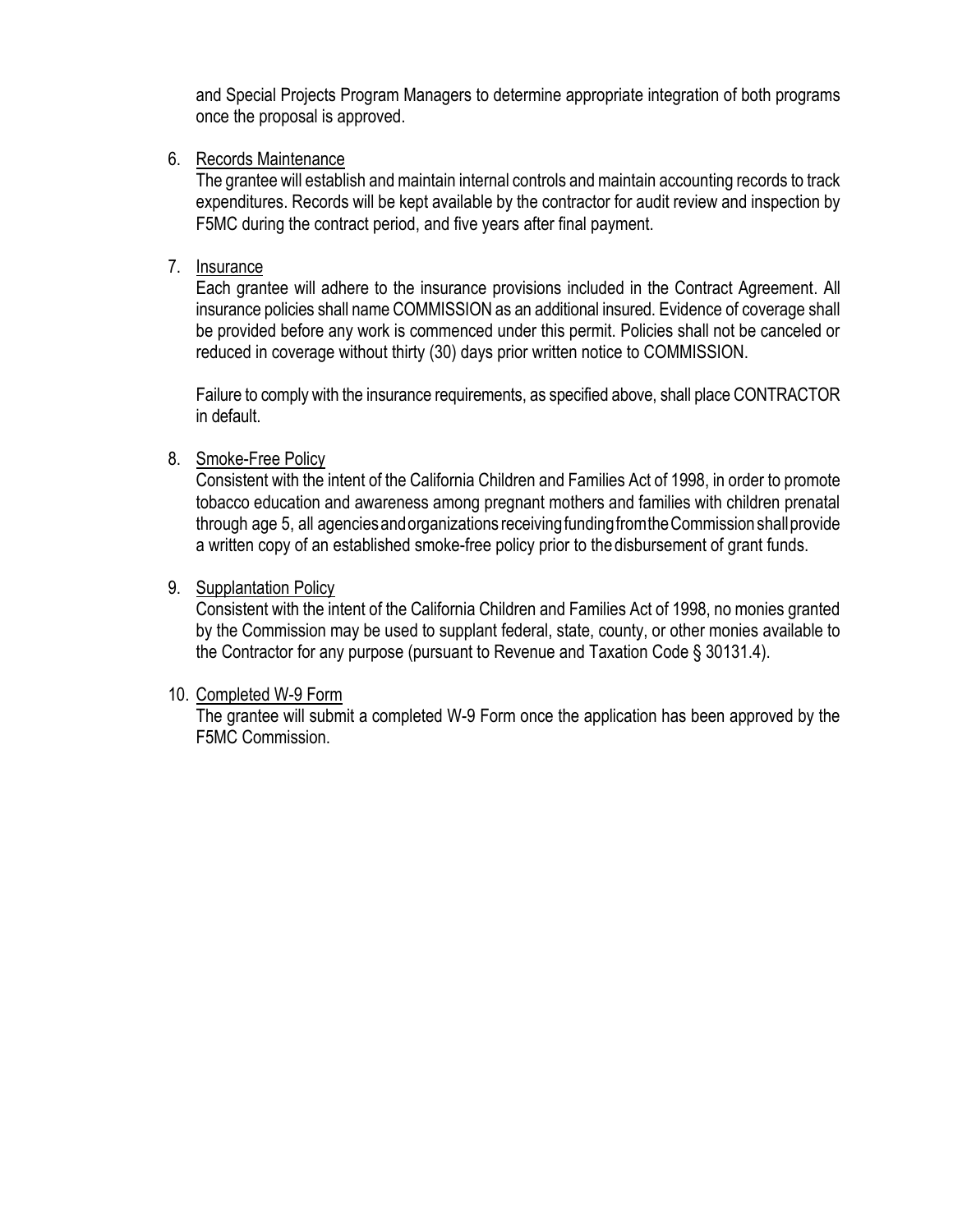and Special Projects Program Managers to determine appropriate integration of both programs once the proposal is approved.

6. Records Maintenance

   The grantee will establish and maintain internal controls and maintain accounting records to track expenditures. Records will be kept available by the contractor for audit review and inspection by F5MC during the contract period, and five years after final payment.

7. Insurance

   Each grantee will adhere to the insurance provisions included in the Contract Agreement. All insurance policies shall name COMMISSION as an additional insured. Evidence of coverage shall be provided before any work is commenced under this permit. Policies shall not be canceled or reduced in coverage without thirty (30) days prior written notice to COMMISSION.

   Failure to comply with the insurance requirements, as specified above, shall place CONTRACTOR in default.

8. Smoke-Free Policy

   Consistent with the intent of the California Children and Families Act of 1998, in order to promote tobacco education and awareness among pregnant mothers and families with children prenatal through age 5, all agencies and organizations receiving funding from the Commission shall provide a written copy of an established smoke-free policy prior to the disbursement of grant funds.

9. Supplantation Policy

   Consistent with the intent of the California Children and Families Act of 1998, no monies granted by the Commission may be used to supplant federal, state, county, or other monies available to the Contractor for any purpose (pursuant to Revenue and Taxation Code § 30131.4).

10. Completed W-9 Form

    The grantee will submit a completed W-9 Form once the application has been approved by the F5MC Commission.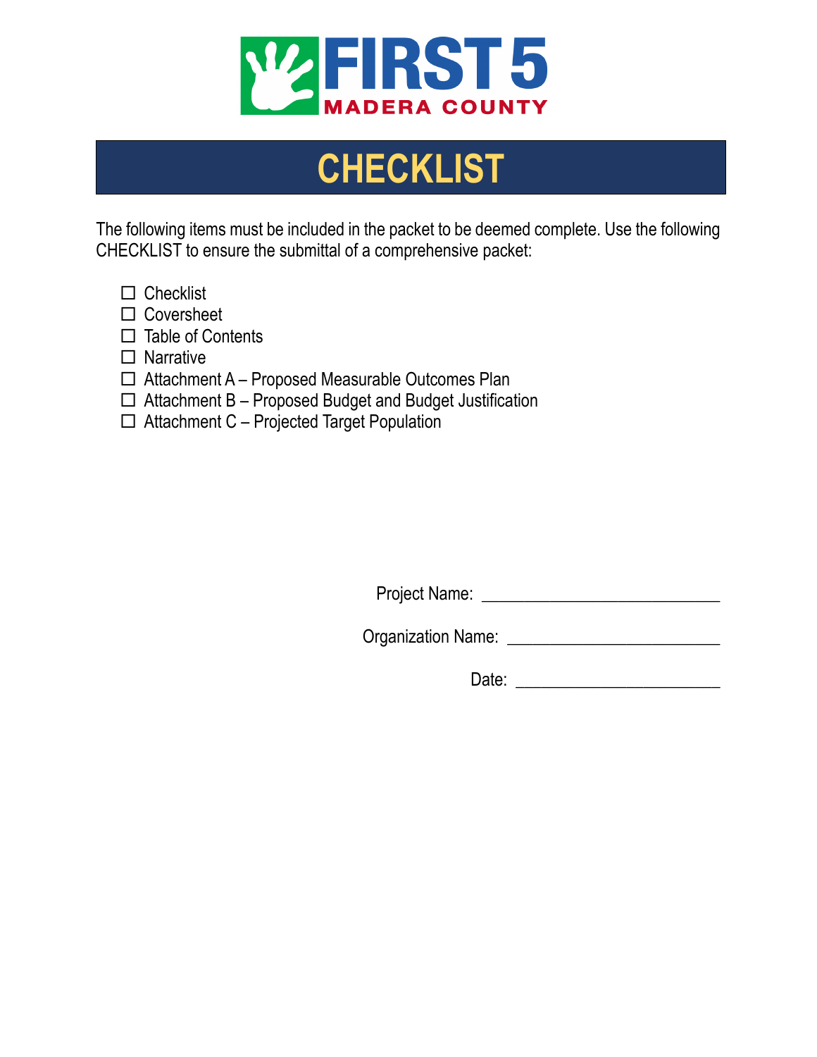FIRST 5
MADERA COUNTY

# CHECKLIST

The following items must be included in the packet to be deemed complete. Use the following CHECKLIST to ensure the submittal of a comprehensive packet:

- ☐ Checklist
- ☐ Coversheet
- ☐ Table of Contents
- ☐ Narrative
- ☐ Attachment A – Proposed Measurable Outcomes Plan
- ☐ Attachment B – Proposed Budget and Budget Justification
- ☐ Attachment C – Projected Target Population

Project Name: ___________________________

Organization Name: ________________________

Date: _______________________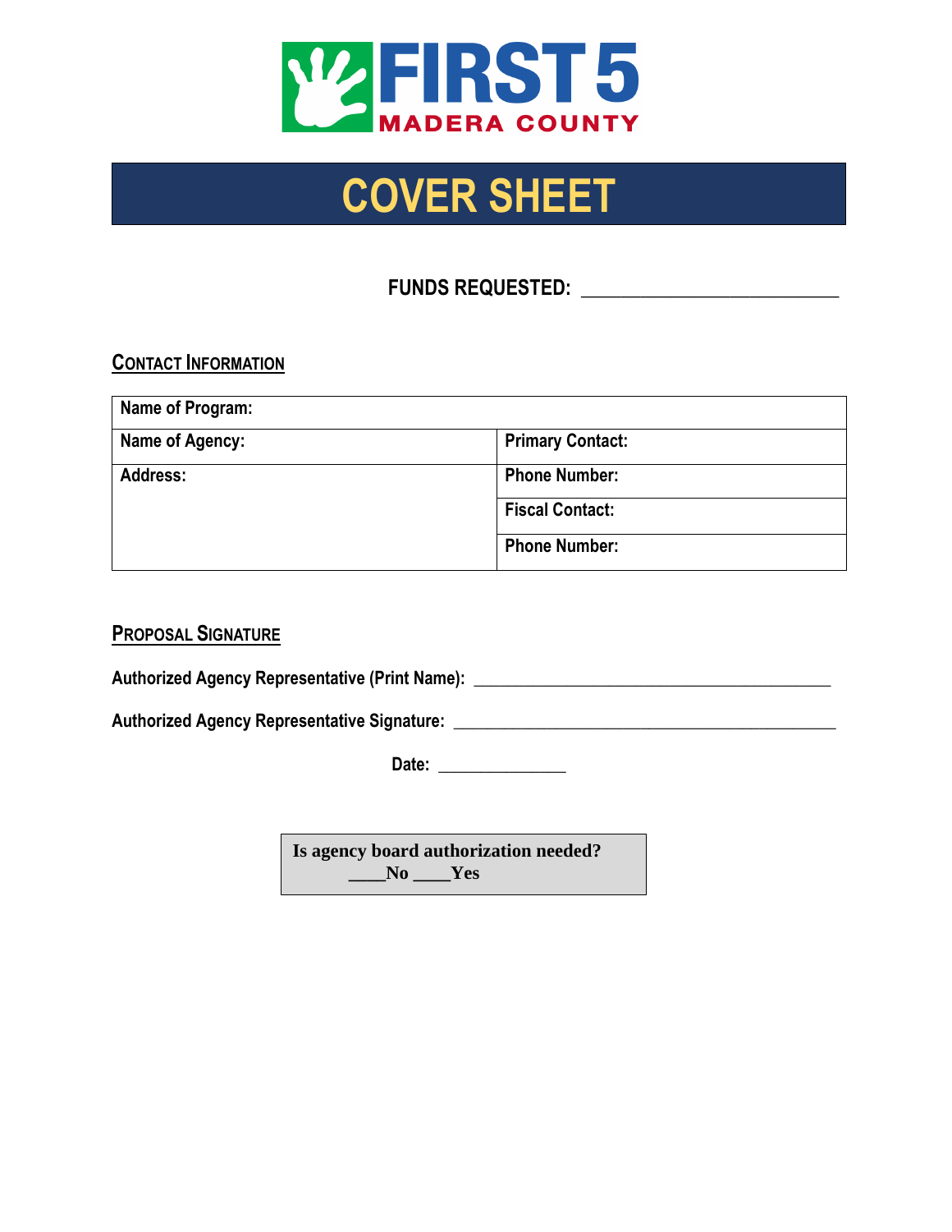# FIRST 5 MADERA COUNTY

# COVER SHEET

**FUNDS REQUESTED:** ___________________________

## CONTACT INFORMATION

| **Name of Program:** | |
|---|---|
| **Name of Agency:** | **Primary Contact:** |
| **Address:** | **Phone Number:** |
| | **Fiscal Contact:** |
| | **Phone Number:** |

## PROPOSAL SIGNATURE

**Authorized Agency Representative (Print Name):** _________________________________________

**Authorized Agency Representative Signature:** ____________________________________________

**Date:** ______________

**Is agency board authorization needed?**
**____No ____Yes**